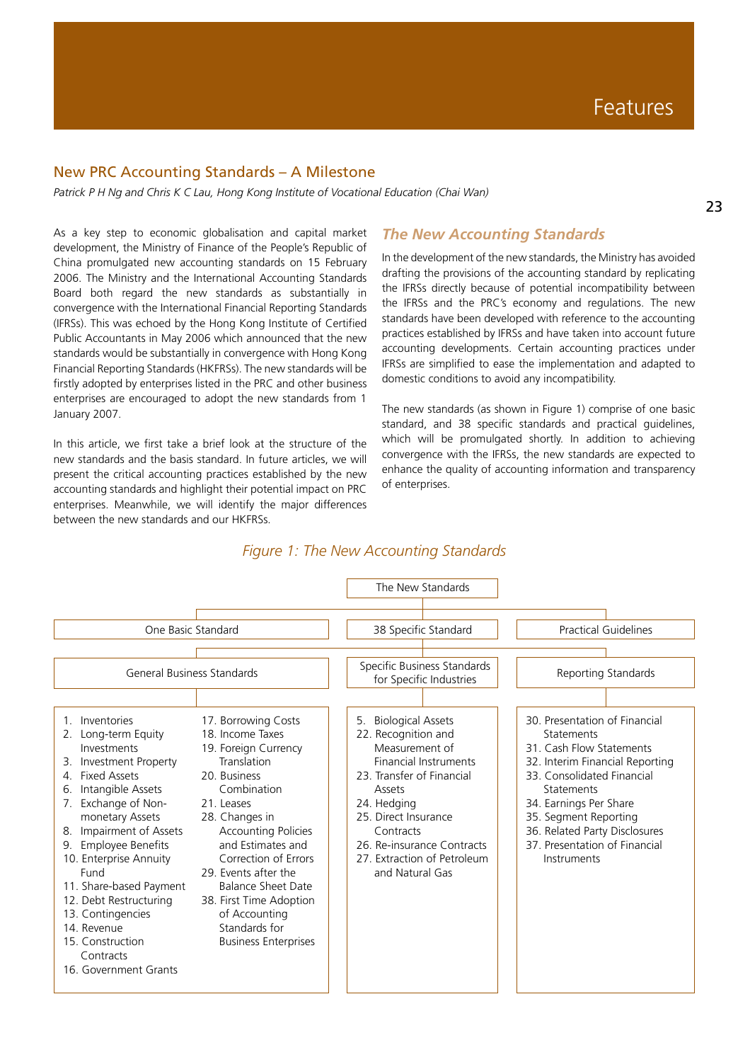## New PRC Accounting Standards – A Milestone

*Patrick P H Ng and Chris K C Lau, Hong Kong Institute of Vocational Education (Chai Wan)*

As a key step to economic globalisation and capital market development, the Ministry of Finance of the People's Republic of China promulgated new accounting standards on 15 February 2006. The Ministry and the International Accounting Standards Board both regard the new standards as substantially in convergence with the International Financial Reporting Standards (IFRSs). This was echoed by the Hong Kong Institute of Certified Public Accountants in May 2006 which announced that the new standards would be substantially in convergence with Hong Kong Financial Reporting Standards (HKFRSs). The new standards will be firstly adopted by enterprises listed in the PRC and other business enterprises are encouraged to adopt the new standards from 1 January 2007.

In this article, we first take a brief look at the structure of the new standards and the basis standard. In future articles, we will present the critical accounting practices established by the new accounting standards and highlight their potential impact on PRC enterprises. Meanwhile, we will identify the major differences between the new standards and our HKFRSs.

### *The New Accounting Standards*

In the development of the new standards, the Ministry has avoided drafting the provisions of the accounting standard by replicating the IFRSs directly because of potential incompatibility between the IFRSs and the PRC's economy and regulations. The new standards have been developed with reference to the accounting practices established by IFRSs and have taken into account future accounting developments. Certain accounting practices under IFRSs are simplified to ease the implementation and adapted to domestic conditions to avoid any incompatibility.

The new standards (as shown in Figure 1) comprise of one basic standard, and 38 specific standards and practical guidelines, which will be promulgated shortly. In addition to achieving convergence with the IFRSs, the new standards are expected to enhance the quality of accounting information and transparency of enterprises.

*Figure 1: The New Accounting Standards*

**The New Standards**

- One Basic Standard
- 38 Specific Standard
- Practical Guidelines

| General Business Standards | | Specific Business Standards for Specific Industries | Reporting Standards |
|---|---|---|---|
| 1. Inventories<br>2. Long-term Equity Investments<br>3. Investment Property<br>4. Fixed Assets<br>6. Intangible Assets<br>7. Exchange of Non-monetary Assets<br>8. Impairment of Assets<br>9. Employee Benefits<br>10. Enterprise Annuity Fund<br>11. Share-based Payment<br>12. Debt Restructuring<br>13. Contingencies<br>14. Revenue<br>15. Construction Contracts<br>16. Government Grants | 17. Borrowing Costs<br>18. Income Taxes<br>19. Foreign Currency Translation<br>20. Business Combination<br>21. Leases<br>28. Changes in Accounting Policies and Estimates and Correction of Errors<br>29. Events after the Balance Sheet Date<br>38. First Time Adoption of Accounting Standards for Business Enterprises | 5. Biological Assets<br>22. Recognition and Measurement of Financial Instruments<br>23. Transfer of Financial Assets<br>24. Hedging<br>25. Direct Insurance Contracts<br>26. Re-insurance Contracts<br>27. Extraction of Petroleum and Natural Gas | 30. Presentation of Financial Statements<br>31. Cash Flow Statements<br>32. Interim Financial Reporting<br>33. Consolidated Financial Statements<br>34. Earnings Per Share<br>35. Segment Reporting<br>36. Related Party Disclosures<br>37. Presentation of Financial Instruments |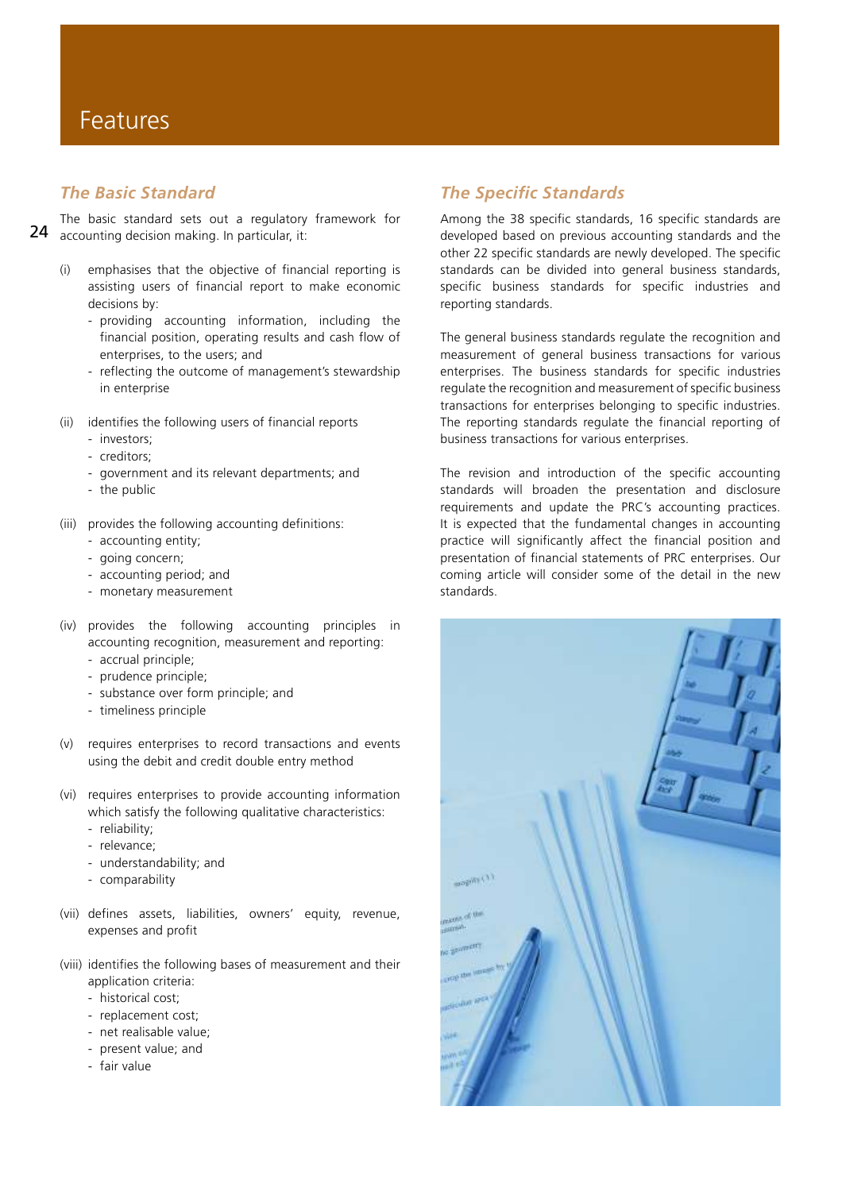# Features

## *The Basic Standard*

The basic standard sets out a regulatory framework for accounting decision making. In particular, it:

(i) emphasises that the objective of financial reporting is assisting users of financial report to make economic decisions by:
- providing accounting information, including the financial position, operating results and cash flow of enterprises, to the users; and
- reflecting the outcome of management's stewardship in enterprise

(ii) identifies the following users of financial reports
- investors;
- creditors;
- government and its relevant departments; and
- the public

(iii) provides the following accounting definitions:
- accounting entity;
- going concern;
- accounting period; and
- monetary measurement

(iv) provides the following accounting principles in accounting recognition, measurement and reporting:
- accrual principle;
- prudence principle;
- substance over form principle; and
- timeliness principle

(v) requires enterprises to record transactions and events using the debit and credit double entry method

(vi) requires enterprises to provide accounting information which satisfy the following qualitative characteristics:
- reliability;
- relevance;
- understandability; and
- comparability

(vii) defines assets, liabilities, owners' equity, revenue, expenses and profit

(viii) identifies the following bases of measurement and their application criteria:
- historical cost;
- replacement cost;
- net realisable value;
- present value; and
- fair value

## *The Specific Standards*

Among the 38 specific standards, 16 specific standards are developed based on previous accounting standards and the other 22 specific standards are newly developed. The specific standards can be divided into general business standards, specific business standards for specific industries and reporting standards.

The general business standards regulate the recognition and measurement of general business transactions for various enterprises. The business standards for specific industries regulate the recognition and measurement of specific business transactions for enterprises belonging to specific industries. The reporting standards regulate the financial reporting of business transactions for various enterprises.

The revision and introduction of the specific accounting standards will broaden the presentation and disclosure requirements and update the PRC's accounting practices. It is expected that the fundamental changes in accounting practice will significantly affect the financial position and presentation of financial statements of PRC enterprises. Our coming article will consider some of the detail in the new standards.